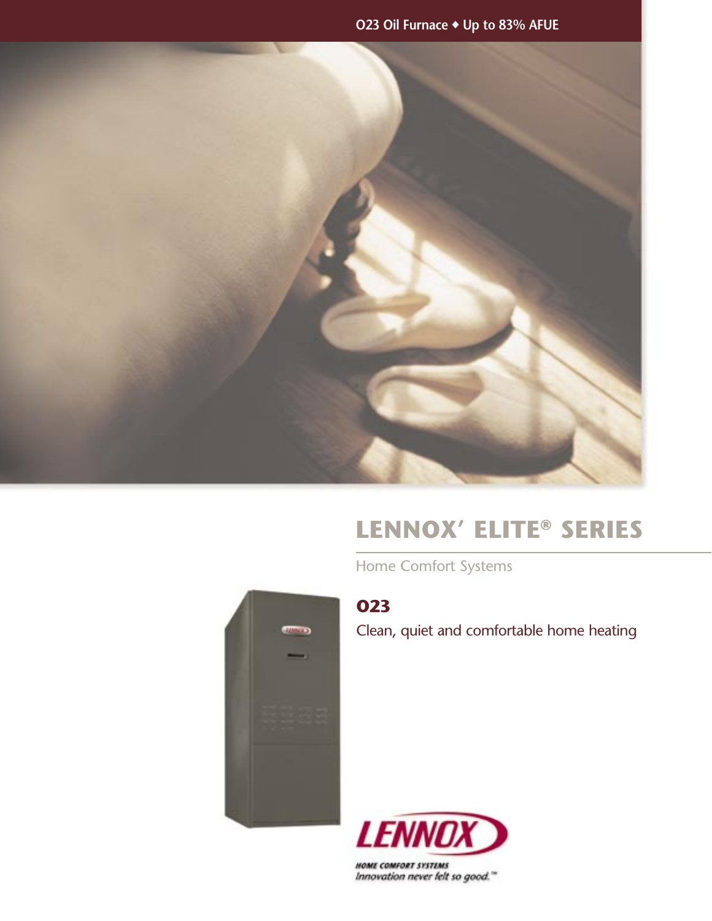O23 Oil Furnace ◆ Up to 83% AFUE

# LENNOX' ELITE® SERIES

Home Comfort Systems

## O23

Clean, quiet and comfortable home heating

LENNOX

HOME COMFORT SYSTEMS

*Innovation never felt so good.*™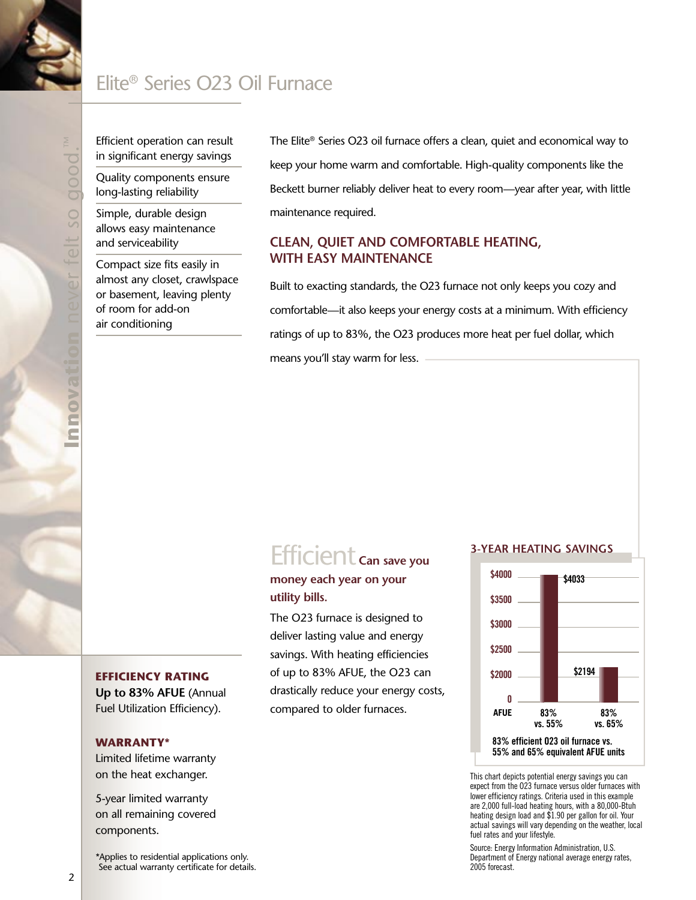# Elite® Series O23 Oil Furnace

Efficient operation can result in significant energy savings

Quality components ensure long-lasting reliability

Simple, durable design allows easy maintenance and serviceability

Compact size fits easily in almost any closet, crawlspace or basement, leaving plenty of room for add-on air conditioning

The Elite® Series O23 oil furnace offers a clean, quiet and economical way to keep your home warm and comfortable. High-quality components like the Beckett burner reliably deliver heat to every room—year after year, with little maintenance required.

## CLEAN, QUIET AND COMFORTABLE HEATING, WITH EASY MAINTENANCE

Built to exacting standards, the O23 furnace not only keeps you cozy and comfortable—it also keeps your energy costs at a minimum. With efficiency ratings of up to 83%, the O23 produces more heat per fuel dollar, which means you'll stay warm for less.

## Efficient Can save you money each year on your utility bills.

The O23 furnace is designed to deliver lasting value and energy savings. With heating efficiencies of up to 83% AFUE, the O23 can drastically reduce your energy costs, compared to older furnaces.

### 3-YEAR HEATING SAVINGS

| AFUE | Savings |
|---|---|
| 83% vs. 55% | $4033 |
| 83% vs. 65% | $2194 |

83% efficient O23 oil furnace vs. 55% and 65% equivalent AFUE units

This chart depicts potential energy savings you can expect from the O23 furnace versus older furnaces with lower efficiency ratings. Criteria used in this example are 2,000 full-load heating hours, with a 80,000-Btuh heating design load and $1.90 per gallon for oil. Your actual savings will vary depending on the weather, local fuel rates and your lifestyle.

Source: Energy Information Administration, U.S. Department of Energy national average energy rates, 2005 forecast.

### EFFICIENCY RATING

**Up to 83% AFUE** (Annual Fuel Utilization Efficiency).

### WARRANTY*

Limited lifetime warranty on the heat exchanger.

5-year limited warranty on all remaining covered components.

*Applies to residential applications only. See actual warranty certificate for details.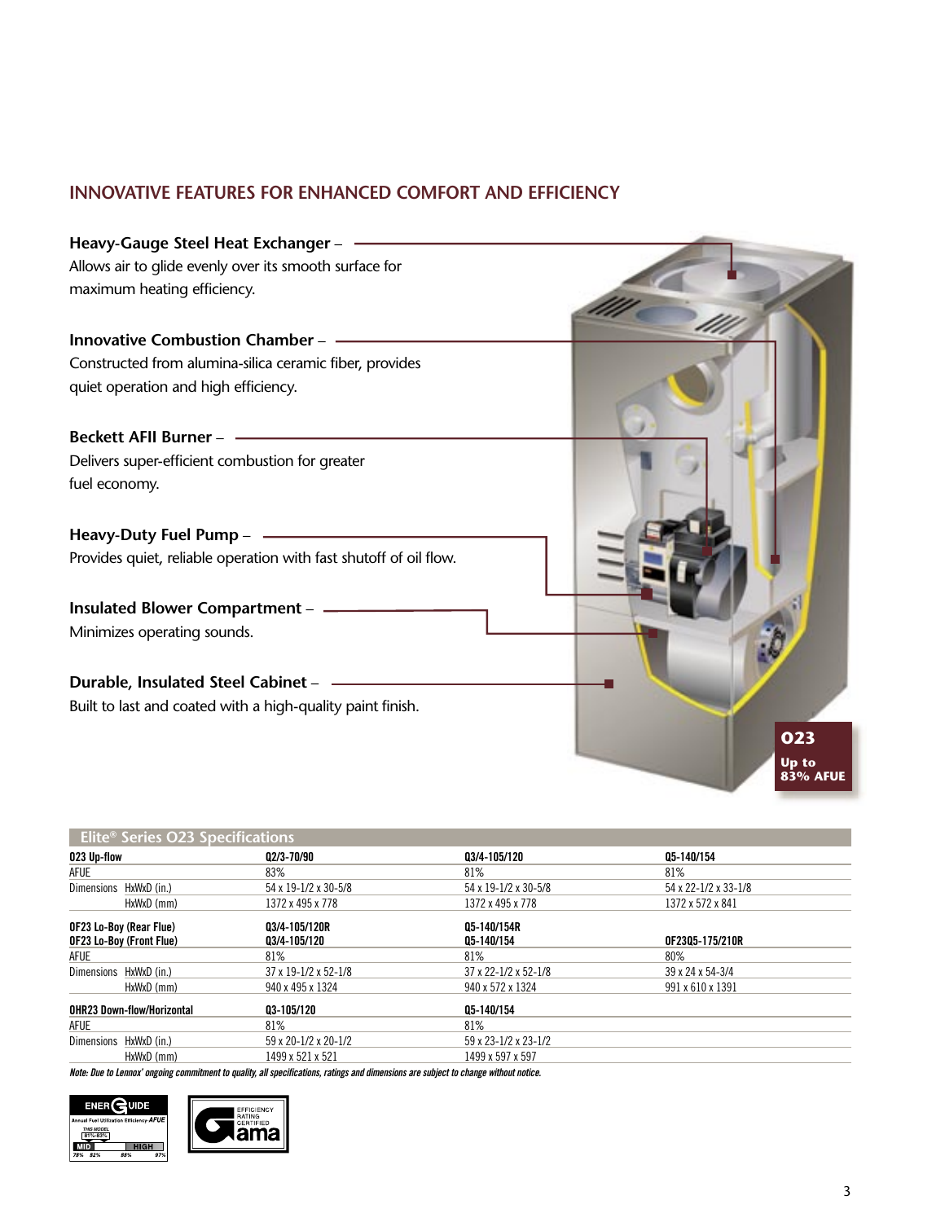## INNOVATIVE FEATURES FOR ENHANCED COMFORT AND EFFICIENCY

**Heavy-Gauge Steel Heat Exchanger** –
Allows air to glide evenly over its smooth surface for maximum heating efficiency.

**Innovative Combustion Chamber** –
Constructed from alumina-silica ceramic fiber, provides quiet operation and high efficiency.

**Beckett AFII Burner** –
Delivers super-efficient combustion for greater fuel economy.

**Heavy-Duty Fuel Pump** –
Provides quiet, reliable operation with fast shutoff of oil flow.

**Insulated Blower Compartment** –
Minimizes operating sounds.

**Durable, Insulated Steel Cabinet** –
Built to last and coated with a high-quality paint finish.

**O23**
**Up to 83% AFUE**

### Elite® Series O23 Specifications

| **O23 Up-flow** | **Q2/3-70/90** | **Q3/4-105/120** | **Q5-140/154** |
|---|---|---|---|
| AFUE | 83% | 81% | 81% |
| Dimensions HxWxD (in.) | 54 x 19-1/2 x 30-5/8 | 54 x 19-1/2 x 30-5/8 | 54 x 22-1/2 x 33-1/8 |
| HxWxD (mm) | 1372 x 495 x 778 | 1372 x 495 x 778 | 1372 x 572 x 841 |
| **OF23 Lo-Boy (Rear Flue)** | **Q3/4-105/120R** | **Q5-140/154R** | |
| **OF23 Lo-Boy (Front Flue)** | **Q3/4-105/120** | **Q5-140/154** | **OF23Q5-175/210R** |
| AFUE | 81% | 81% | 80% |
| Dimensions HxWxD (in.) | 37 x 19-1/2 x 52-1/8 | 37 x 22-1/2 x 52-1/8 | 39 x 24 x 54-3/4 |
| HxWxD (mm) | 940 x 495 x 1324 | 940 x 572 x 1324 | 991 x 610 x 1391 |
| **OHR23 Down-flow/Horizontal** | **Q3-105/120** | **Q5-140/154** | |
| AFUE | 81% | 81% | |
| Dimensions HxWxD (in.) | 59 x 20-1/2 x 20-1/2 | 59 x 23-1/2 x 23-1/2 | |
| HxWxD (mm) | 1499 x 521 x 521 | 1499 x 597 x 597 | |

*Note: Due to Lennox' ongoing commitment to quality, all specifications, ratings and dimensions are subject to change without notice.*

ENERGUIDE — Annual Fuel Utilization Efficiency AFUE — THIS MODEL 81%–83% — MID 78% 82% — HIGH 85% 97%

EFFICIENCY RATING CERTIFIED — Gama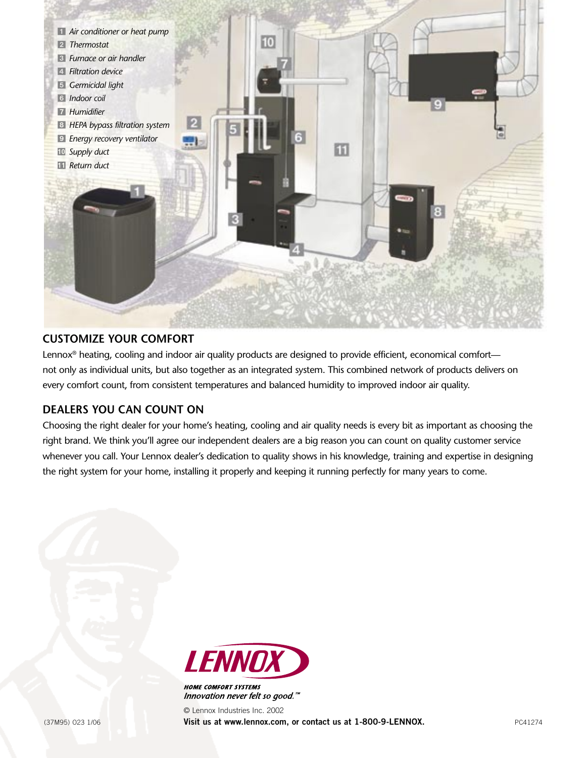1 Air conditioner or heat pump
2 Thermostat
3 Furnace or air handler
4 Filtration device
5 Germicidal light
6 Indoor coil
7 Humidifier
8 HEPA bypass filtration system
9 Energy recovery ventilator
10 Supply duct
11 Return duct

## CUSTOMIZE YOUR COMFORT

Lennox® heating, cooling and indoor air quality products are designed to provide efficient, economical comfort—not only as individual units, but also together as an integrated system. This combined network of products delivers on every comfort count, from consistent temperatures and balanced humidity to improved indoor air quality.

## DEALERS YOU CAN COUNT ON

Choosing the right dealer for your home's heating, cooling and air quality needs is every bit as important as choosing the right brand. We think you'll agree our independent dealers are a big reason you can count on quality customer service whenever you call. Your Lennox dealer's dedication to quality shows in his knowledge, training and expertise in designing the right system for your home, installing it properly and keeping it running perfectly for many years to come.

LENNOX

HOME COMFORT SYSTEMS

*Innovation never felt so good.*™

© Lennox Industries Inc. 2002

(37M95) 023 1/06

**Visit us at www.lennox.com, or contact us at 1-800-9-LENNOX.**

PC41274